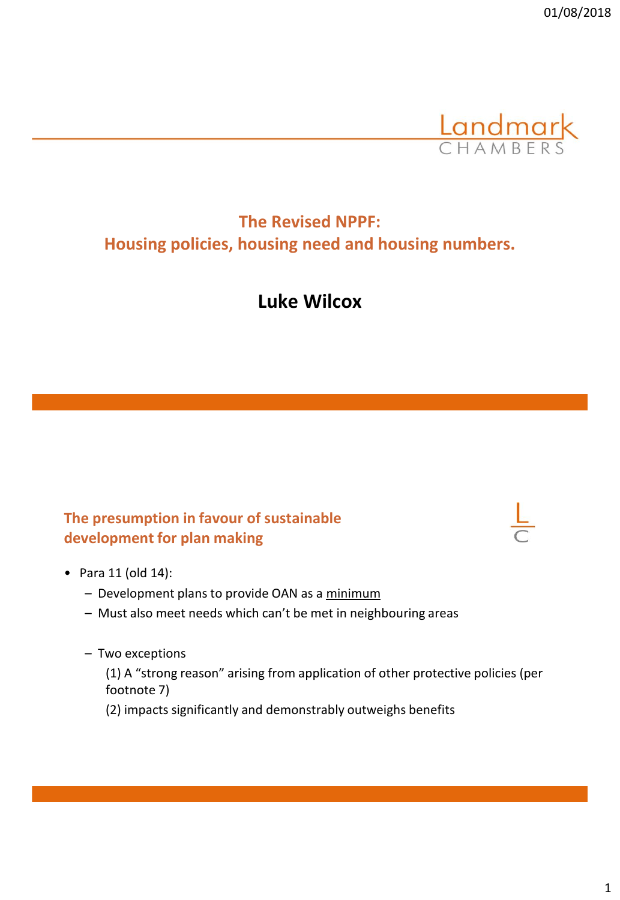# The Revised NPPF:
# Housing policies, housing need and housing numbers.

## Luke Wilcox

---

## The presumption in favour of sustainable development for plan making

- Para 11 (old 14):
  - Development plans to provide OAN as a minimum
  - Must also meet needs which can't be met in neighbouring areas
  - Two exceptions

    (1) A "strong reason" arising from application of other protective policies (per footnote 7)

    (2) impacts significantly and demonstrably outweighs benefits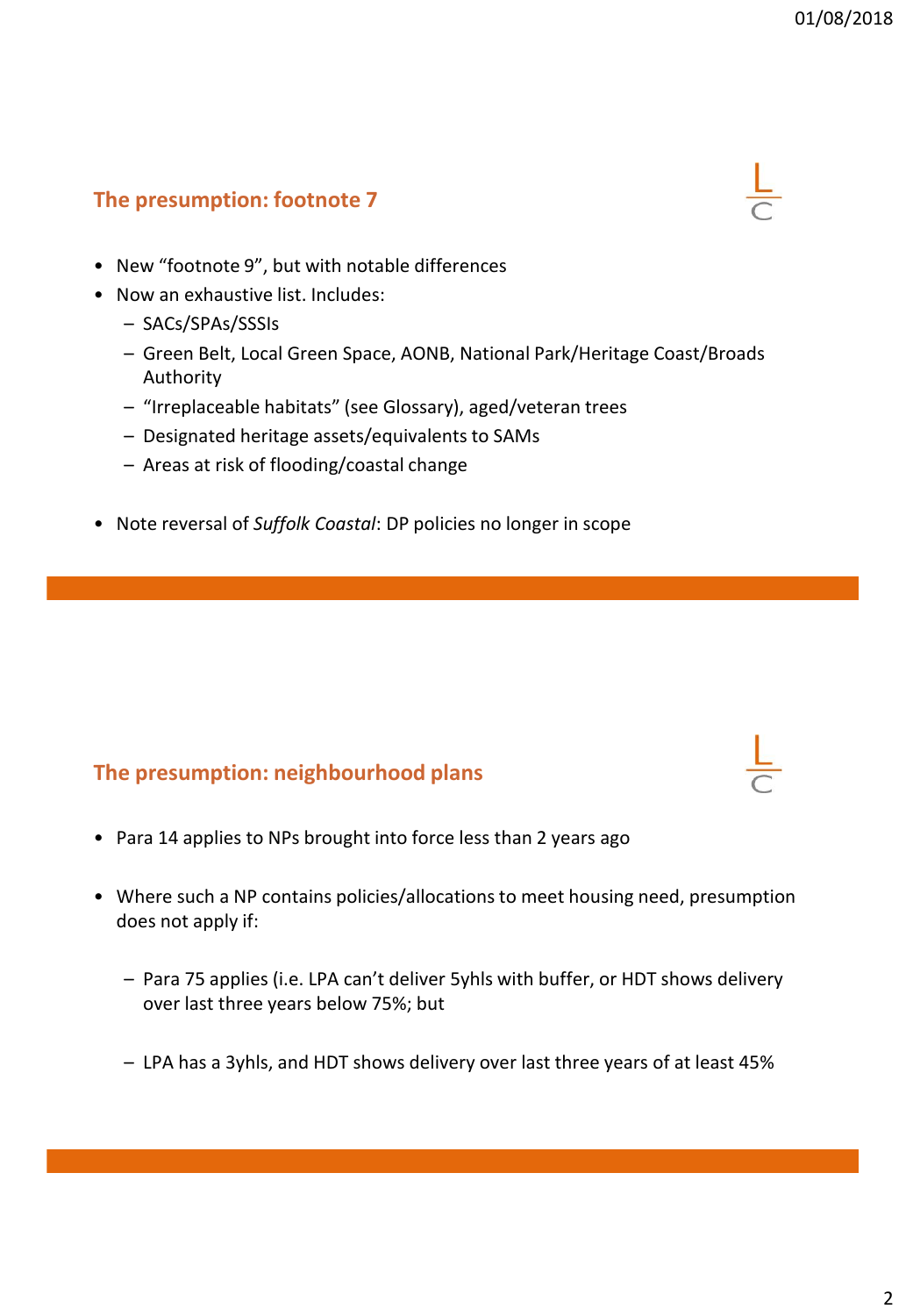## The presumption: footnote 7

- New "footnote 9", but with notable differences
- Now an exhaustive list. Includes:
  - SACs/SPAs/SSSIs
  - Green Belt, Local Green Space, AONB, National Park/Heritage Coast/Broads Authority
  - "Irreplaceable habitats" (see Glossary), aged/veteran trees
  - Designated heritage assets/equivalents to SAMs
  - Areas at risk of flooding/coastal change
- Note reversal of *Suffolk Coastal*: DP policies no longer in scope

## The presumption: neighbourhood plans

- Para 14 applies to NPs brought into force less than 2 years ago
- Where such a NP contains policies/allocations to meet housing need, presumption does not apply if:
  - Para 75 applies (i.e. LPA can't deliver 5yhls with buffer, or HDT shows delivery over last three years below 75%; but
  - LPA has a 3yhls, and HDT shows delivery over last three years of at least 45%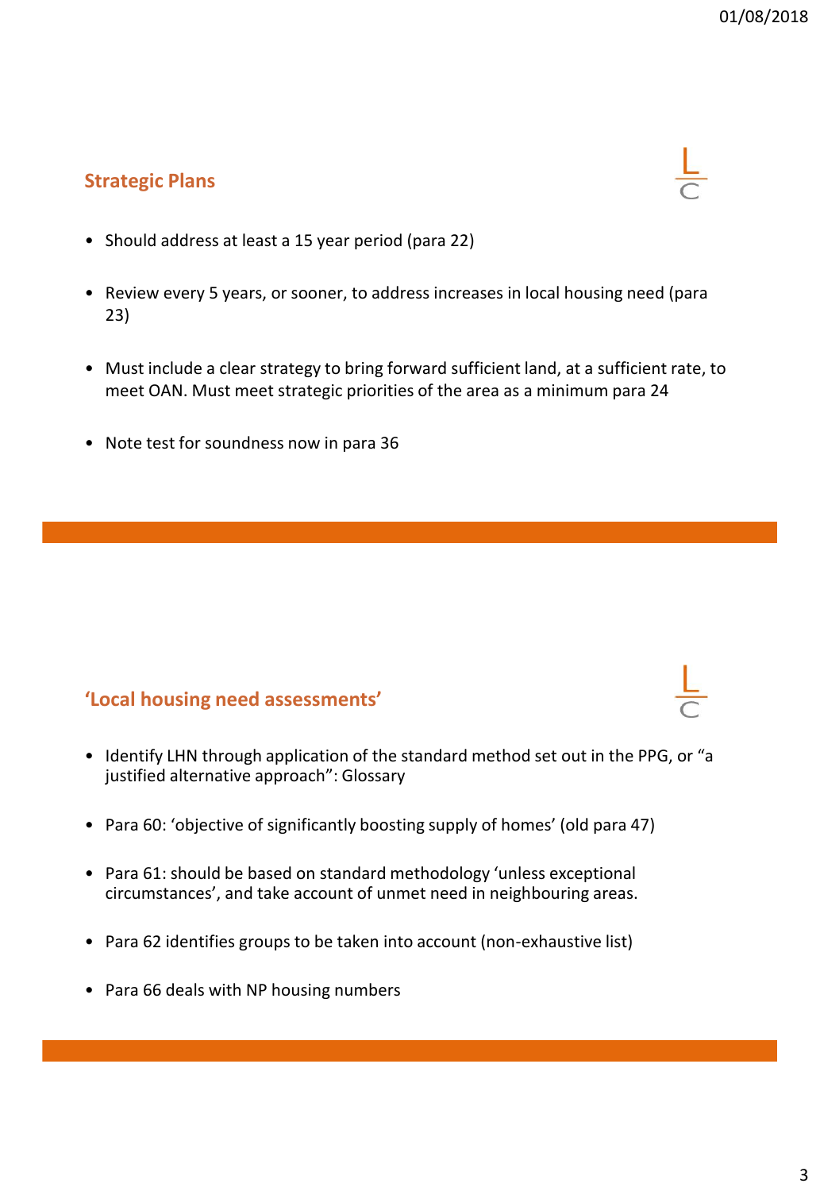## Strategic Plans

- Should address at least a 15 year period (para 22)
- Review every 5 years, or sooner, to address increases in local housing need (para 23)
- Must include a clear strategy to bring forward sufficient land, at a sufficient rate, to meet OAN. Must meet strategic priorities of the area as a minimum para 24
- Note test for soundness now in para 36

## 'Local housing need assessments'

- Identify LHN through application of the standard method set out in the PPG, or "a justified alternative approach": Glossary
- Para 60: 'objective of significantly boosting supply of homes' (old para 47)
- Para 61: should be based on standard methodology 'unless exceptional circumstances', and take account of unmet need in neighbouring areas.
- Para 62 identifies groups to be taken into account (non-exhaustive list)
- Para 66 deals with NP housing numbers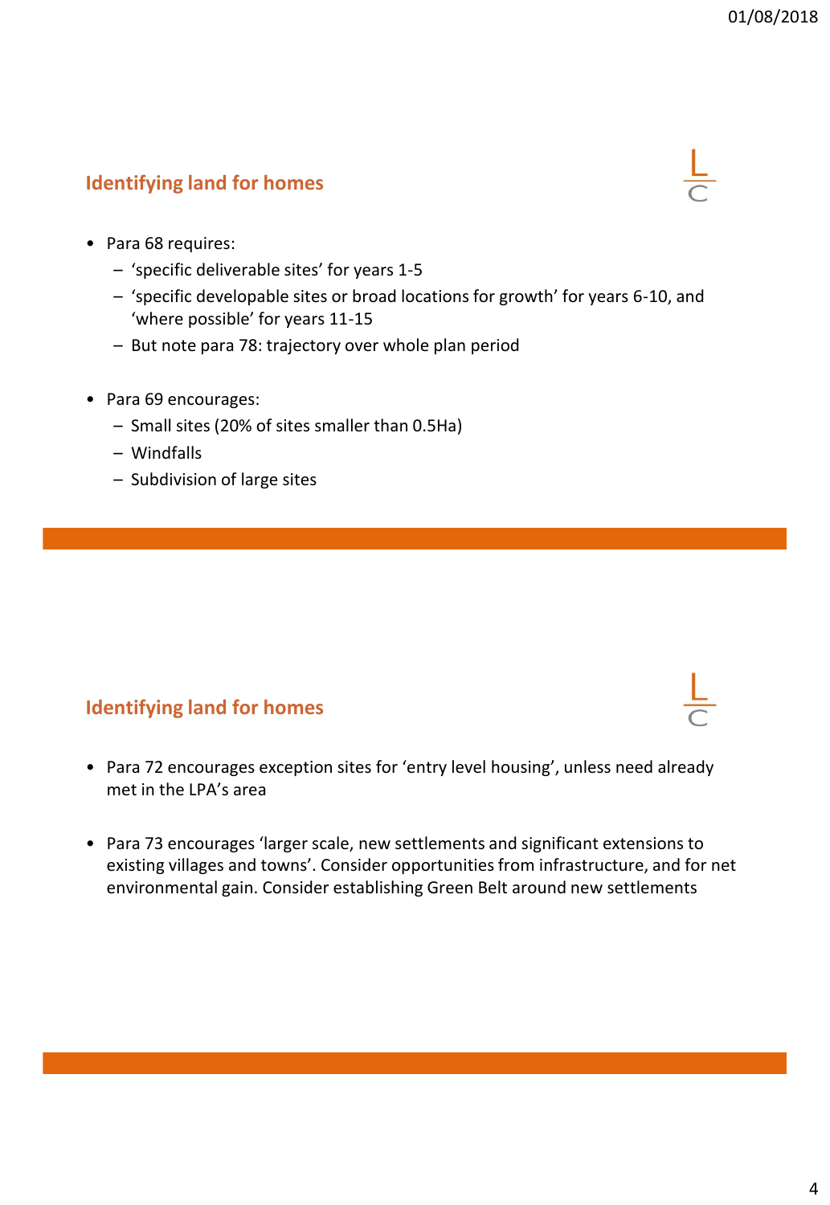## Identifying land for homes

- Para 68 requires:
  - 'specific deliverable sites' for years 1-5
  - 'specific developable sites or broad locations for growth' for years 6-10, and 'where possible' for years 11-15
  - But note para 78: trajectory over whole plan period

- Para 69 encourages:
  - Small sites (20% of sites smaller than 0.5Ha)
  - Windfalls
  - Subdivision of large sites

## Identifying land for homes

- Para 72 encourages exception sites for 'entry level housing', unless need already met in the LPA's area

- Para 73 encourages 'larger scale, new settlements and significant extensions to existing villages and towns'. Consider opportunities from infrastructure, and for net environmental gain. Consider establishing Green Belt around new settlements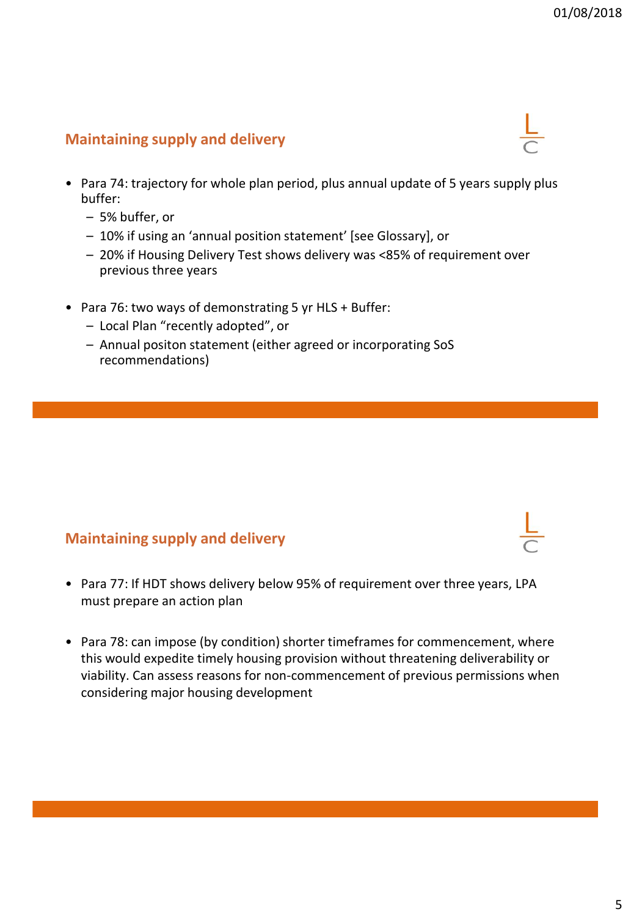## Maintaining supply and delivery

- Para 74: trajectory for whole plan period, plus annual update of 5 years supply plus buffer:
  - 5% buffer, or
  - 10% if using an ‘annual position statement’ [see Glossary], or
  - 20% if Housing Delivery Test shows delivery was <85% of requirement over previous three years

- Para 76: two ways of demonstrating 5 yr HLS + Buffer:
  - Local Plan “recently adopted”, or
  - Annual positon statement (either agreed or incorporating SoS recommendations)

## Maintaining supply and delivery

- Para 77: If HDT shows delivery below 95% of requirement over three years, LPA must prepare an action plan

- Para 78: can impose (by condition) shorter timeframes for commencement, where this would expedite timely housing provision without threatening deliverability or viability. Can assess reasons for non-commencement of previous permissions when considering major housing development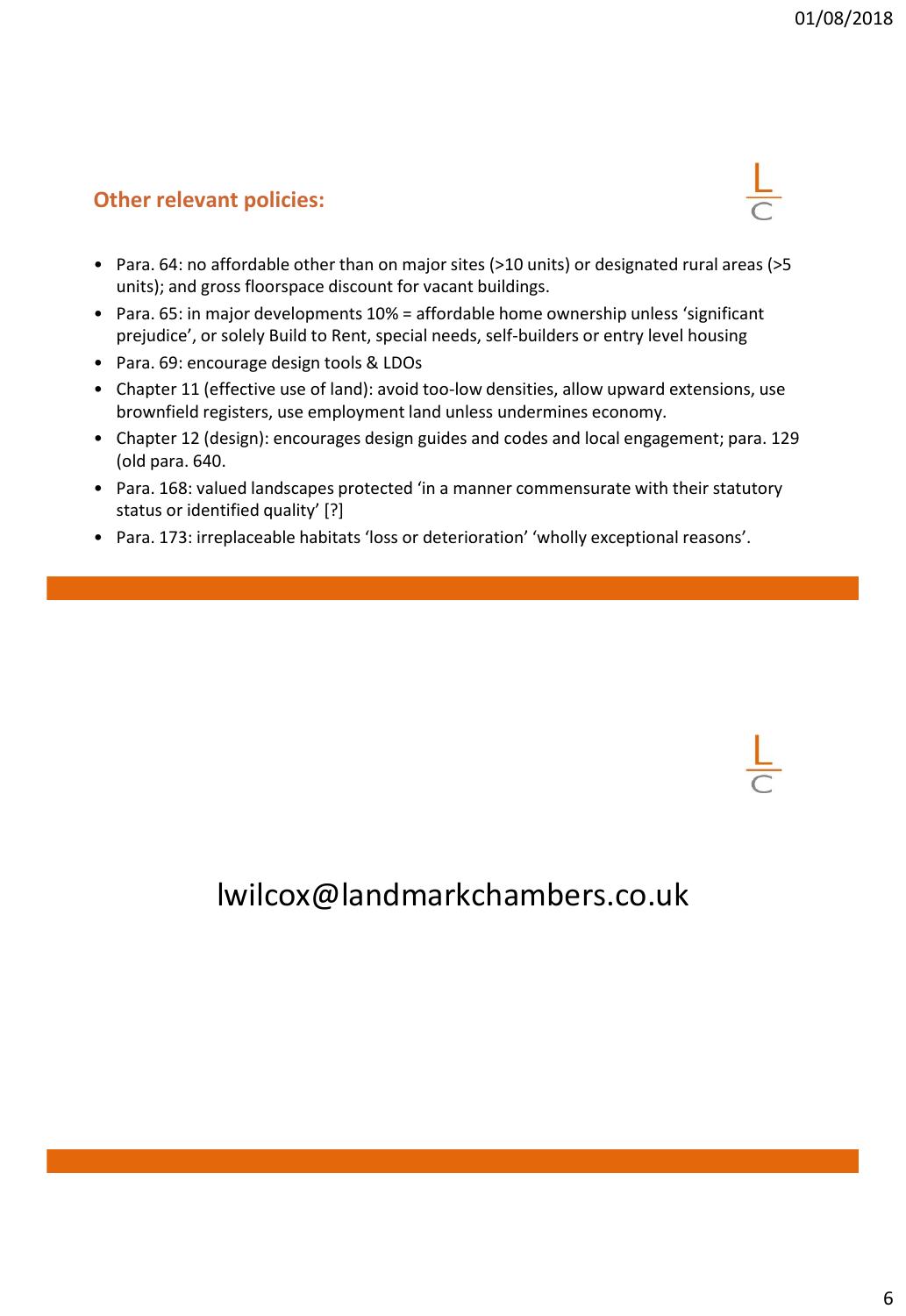## Other relevant policies:

- Para. 64: no affordable other than on major sites (>10 units) or designated rural areas (>5 units); and gross floorspace discount for vacant buildings.
- Para. 65: in major developments 10% = affordable home ownership unless 'significant prejudice', or solely Build to Rent, special needs, self-builders or entry level housing
- Para. 69: encourage design tools & LDOs
- Chapter 11 (effective use of land): avoid too-low densities, allow upward extensions, use brownfield registers, use employment land unless undermines economy.
- Chapter 12 (design): encourages design guides and codes and local engagement; para. 129 (old para. 640.
- Para. 168: valued landscapes protected 'in a manner commensurate with their statutory status or identified quality' [?]
- Para. 173: irreplaceable habitats 'loss or deterioration' 'wholly exceptional reasons'.

lwilcox@landmarkchambers.co.uk